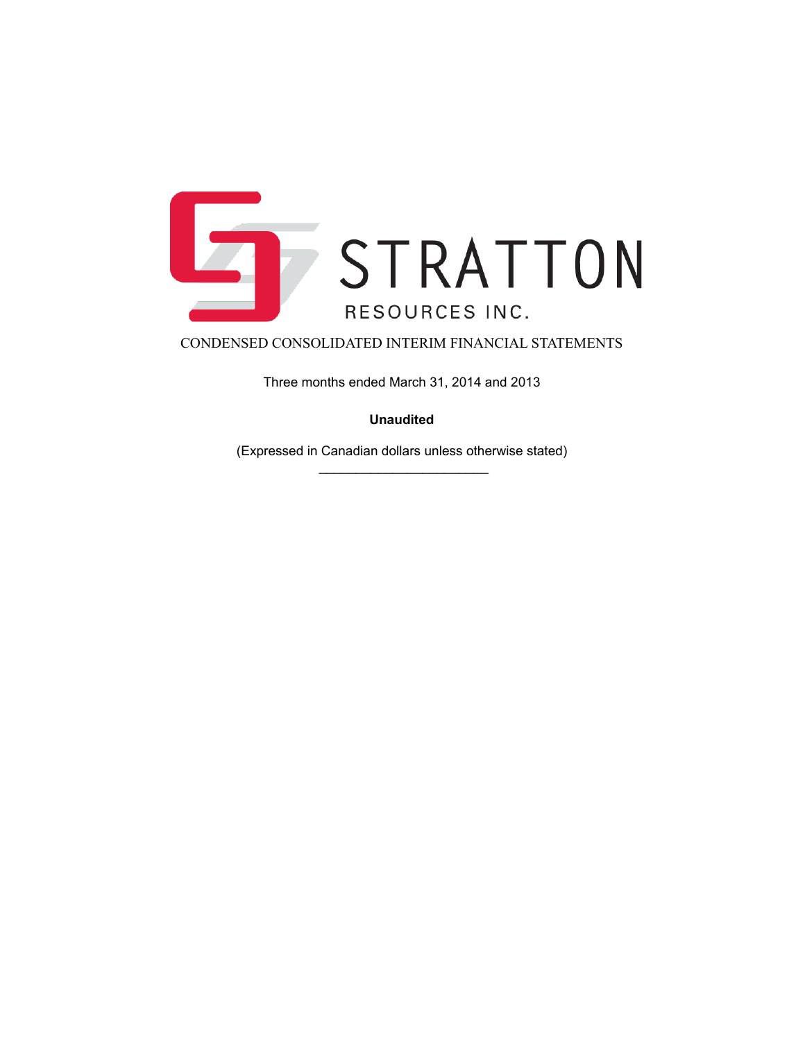# STRATTON

RESOURCES INC.

## CONDENSED CONSOLIDATED INTERIM FINANCIAL STATEMENTS

Three months ended March 31, 2014 and 2013

**Unaudited**

(Expressed in Canadian dollars unless otherwise stated)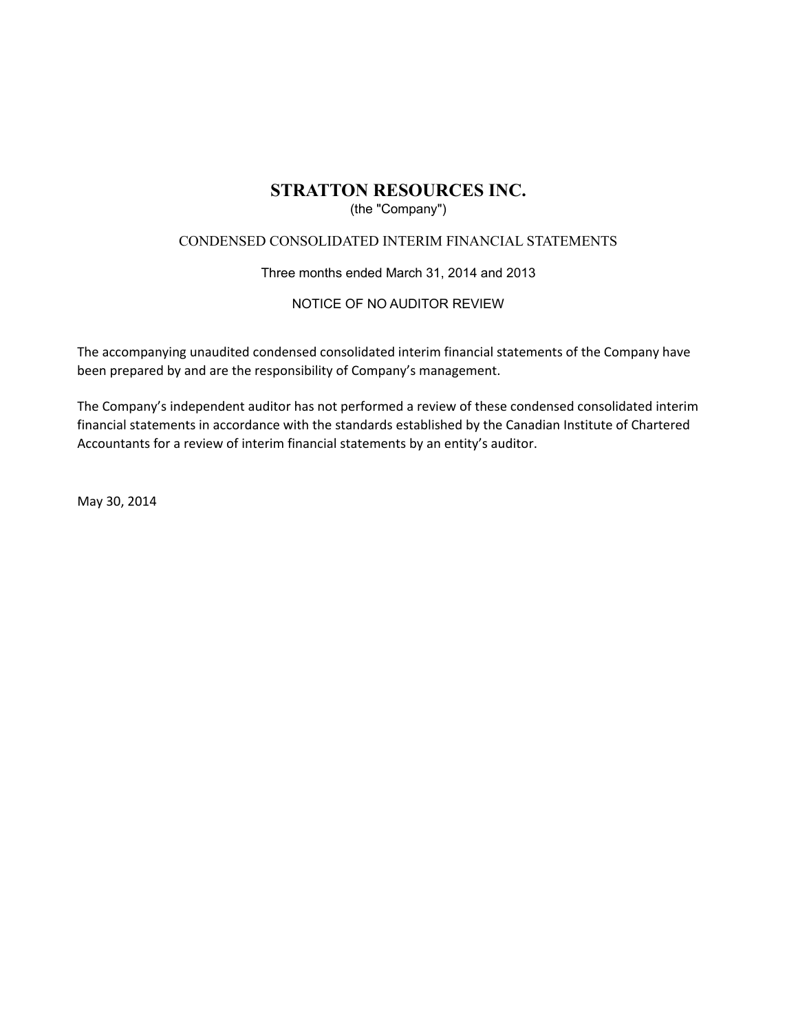# STRATTON RESOURCES INC.

(the "Company")

CONDENSED CONSOLIDATED INTERIM FINANCIAL STATEMENTS

Three months ended March 31, 2014 and 2013

NOTICE OF NO AUDITOR REVIEW

The accompanying unaudited condensed consolidated interim financial statements of the Company have been prepared by and are the responsibility of Company's management.

The Company's independent auditor has not performed a review of these condensed consolidated interim financial statements in accordance with the standards established by the Canadian Institute of Chartered Accountants for a review of interim financial statements by an entity's auditor.

May 30, 2014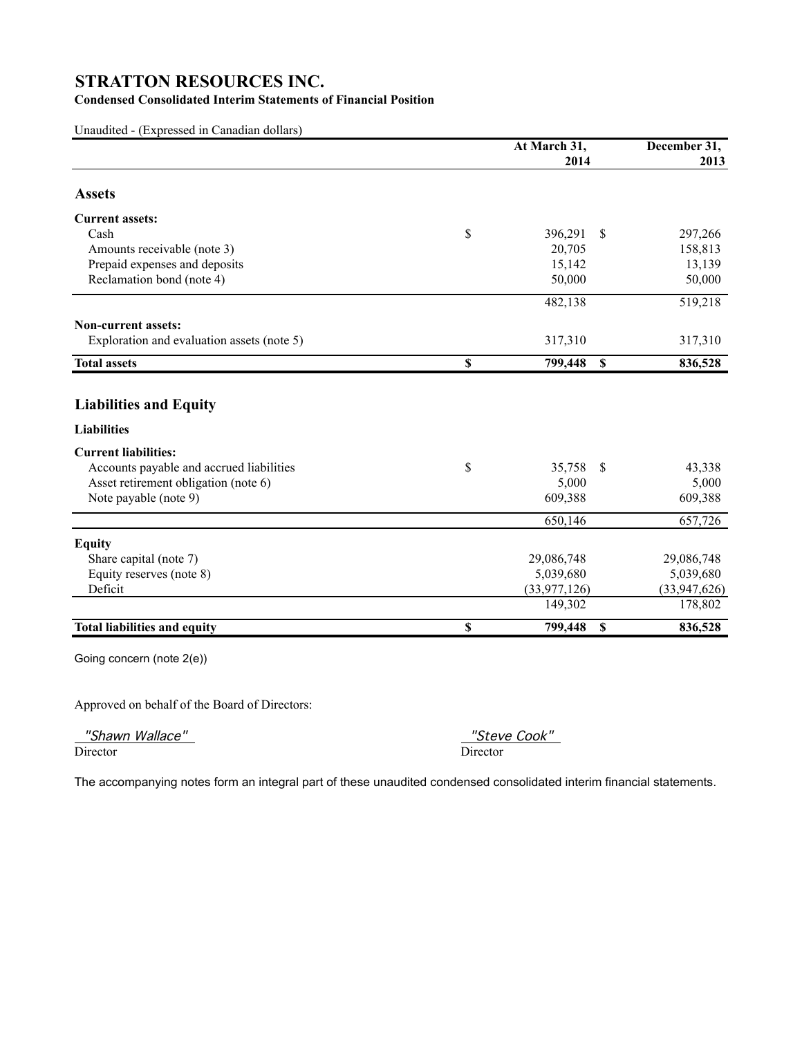# STRATTON RESOURCES INC.

**Condensed Consolidated Interim Statements of Financial Position**

Unaudited - (Expressed in Canadian dollars)

| | At March 31, 2014 | December 31, 2013 |
|---|---|---|
| **Assets** | | |
| **Current assets:** | | |
| Cash | $ 396,291 | $ 297,266 |
| Amounts receivable (note 3) | 20,705 | 158,813 |
| Prepaid expenses and deposits | 15,142 | 13,139 |
| Reclamation bond (note 4) | 50,000 | 50,000 |
| | 482,138 | 519,218 |
| **Non-current assets:** | | |
| Exploration and evaluation assets (note 5) | 317,310 | 317,310 |
| **Total assets** | **$ 799,448** | **$ 836,528** |
| **Liabilities and Equity** | | |
| **Liabilities** | | |
| **Current liabilities:** | | |
| Accounts payable and accrued liabilities | $ 35,758 | $ 43,338 |
| Asset retirement obligation (note 6) | 5,000 | 5,000 |
| Note payable (note 9) | 609,388 | 609,388 |
| | 650,146 | 657,726 |
| **Equity** | | |
| Share capital (note 7) | 29,086,748 | 29,086,748 |
| Equity reserves (note 8) | 5,039,680 | 5,039,680 |
| Deficit | (33,977,126) | (33,947,626) |
| | 149,302 | 178,802 |
| **Total liabilities and equity** | **$ 799,448** | **$ 836,528** |

Going concern (note 2(e))

Approved on behalf of the Board of Directors:

"Shawn Wallace"
Director

"Steve Cook"
Director

The accompanying notes form an integral part of these unaudited condensed consolidated interim financial statements.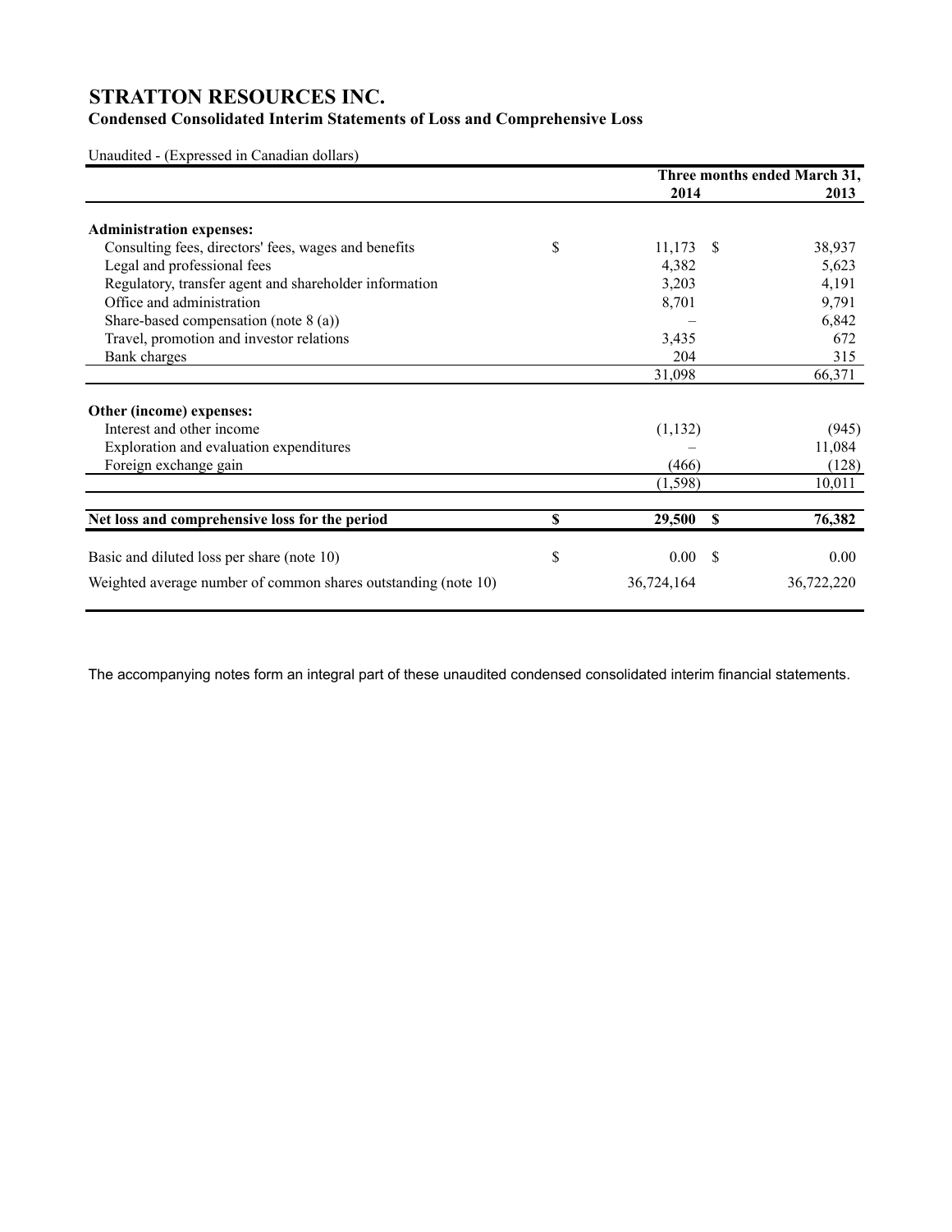# STRATTON RESOURCES INC.

## Condensed Consolidated Interim Statements of Loss and Comprehensive Loss

Unaudited - (Expressed in Canadian dollars)

| | Three months ended March 31, 2014 | 2013 |
|---|---|---|
| **Administration expenses:** | | |
| Consulting fees, directors' fees, wages and benefits | $ 11,173 | $ 38,937 |
| Legal and professional fees | 4,382 | 5,623 |
| Regulatory, transfer agent and shareholder information | 3,203 | 4,191 |
| Office and administration | 8,701 | 9,791 |
| Share-based compensation (note 8 (a)) | – | 6,842 |
| Travel, promotion and investor relations | 3,435 | 672 |
| Bank charges | 204 | 315 |
| | 31,098 | 66,371 |
| **Other (income) expenses:** | | |
| Interest and other income | (1,132) | (945) |
| Exploration and evaluation expenditures | – | 11,084 |
| Foreign exchange gain | (466) | (128) |
| | (1,598) | 10,011 |
| **Net loss and comprehensive loss for the period** | **$ 29,500** | **$ 76,382** |
| Basic and diluted loss per share (note 10) | $ 0.00 | $ 0.00 |
| Weighted average number of common shares outstanding (note 10) | 36,724,164 | 36,722,220 |

The accompanying notes form an integral part of these unaudited condensed consolidated interim financial statements.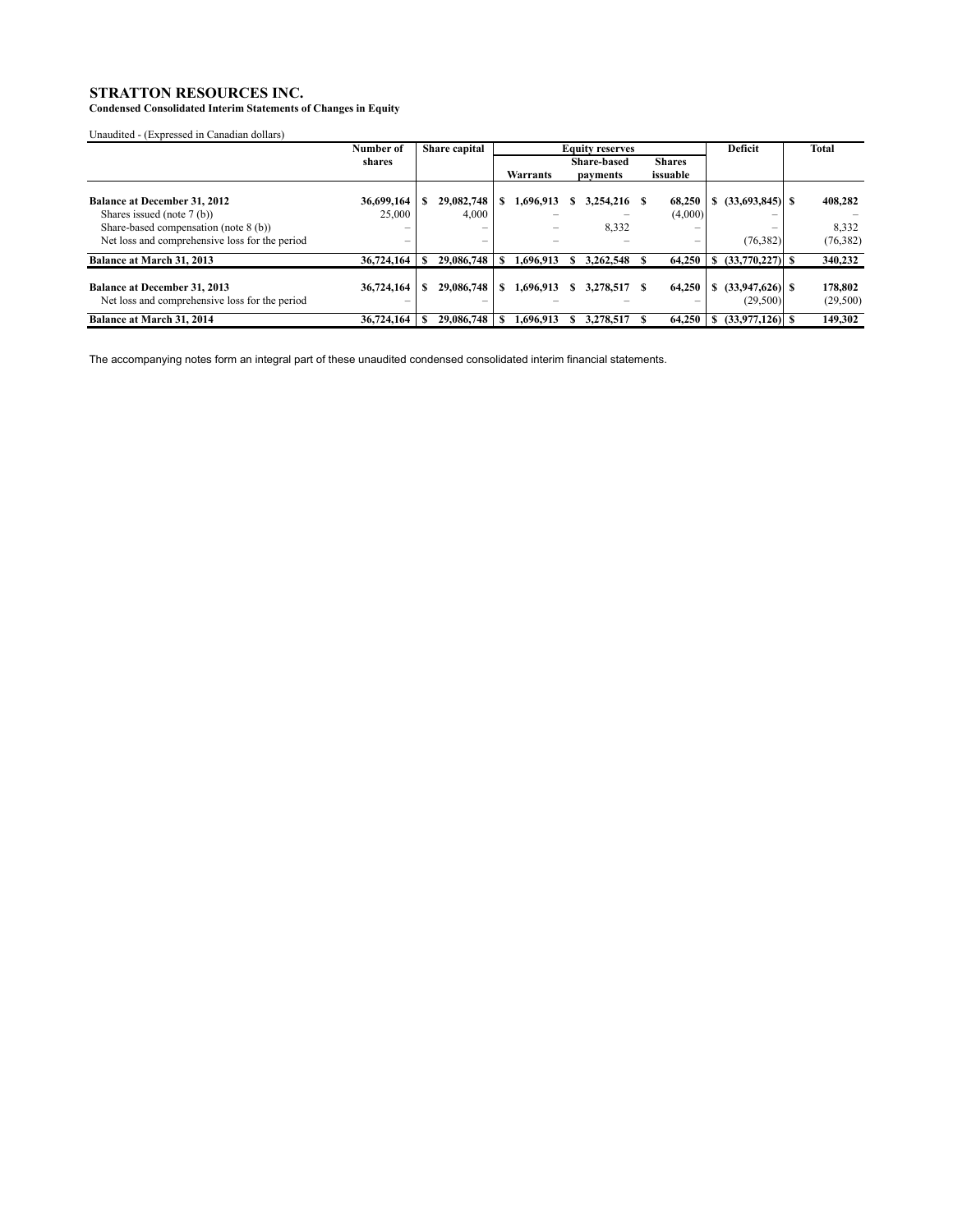# STRATTON RESOURCES INC.

**Condensed Consolidated Interim Statements of Changes in Equity**

Unaudited - (Expressed in Canadian dollars)

| | Number of shares | Share capital | Equity reserves | | | Deficit | Total |
|---|---|---|---|---|---|---|---|
| | | | Warrants | Share-based payments | Shares issuable | | |
| **Balance at December 31, 2012** | **36,699,164** | **$ 29,082,748** | **$ 1,696,913** | **$ 3,254,216** | **$ 68,250** | **$ (33,693,845)** | **$ 408,282** |
| Shares issued (note 7 (b)) | 25,000 | 4,000 | – | – | (4,000) | – | – |
| Share-based compensation (note 8 (b)) | – | – | – | 8,332 | – | – | 8,332 |
| Net loss and comprehensive loss for the period | – | – | – | – | – | (76,382) | (76,382) |
| **Balance at March 31, 2013** | **36,724,164** | **$ 29,086,748** | **$ 1,696,913** | **$ 3,262,548** | **$ 64,250** | **$ (33,770,227)** | **$ 340,232** |
| **Balance at December 31, 2013** | **36,724,164** | **$ 29,086,748** | **$ 1,696,913** | **$ 3,278,517** | **$ 64,250** | **$ (33,947,626)** | **$ 178,802** |
| Net loss and comprehensive loss for the period | – | – | – | – | – | (29,500) | (29,500) |
| **Balance at March 31, 2014** | **36,724,164** | **$ 29,086,748** | **$ 1,696,913** | **$ 3,278,517** | **$ 64,250** | **$ (33,977,126)** | **$ 149,302** |

The accompanying notes form an integral part of these unaudited condensed consolidated interim financial statements.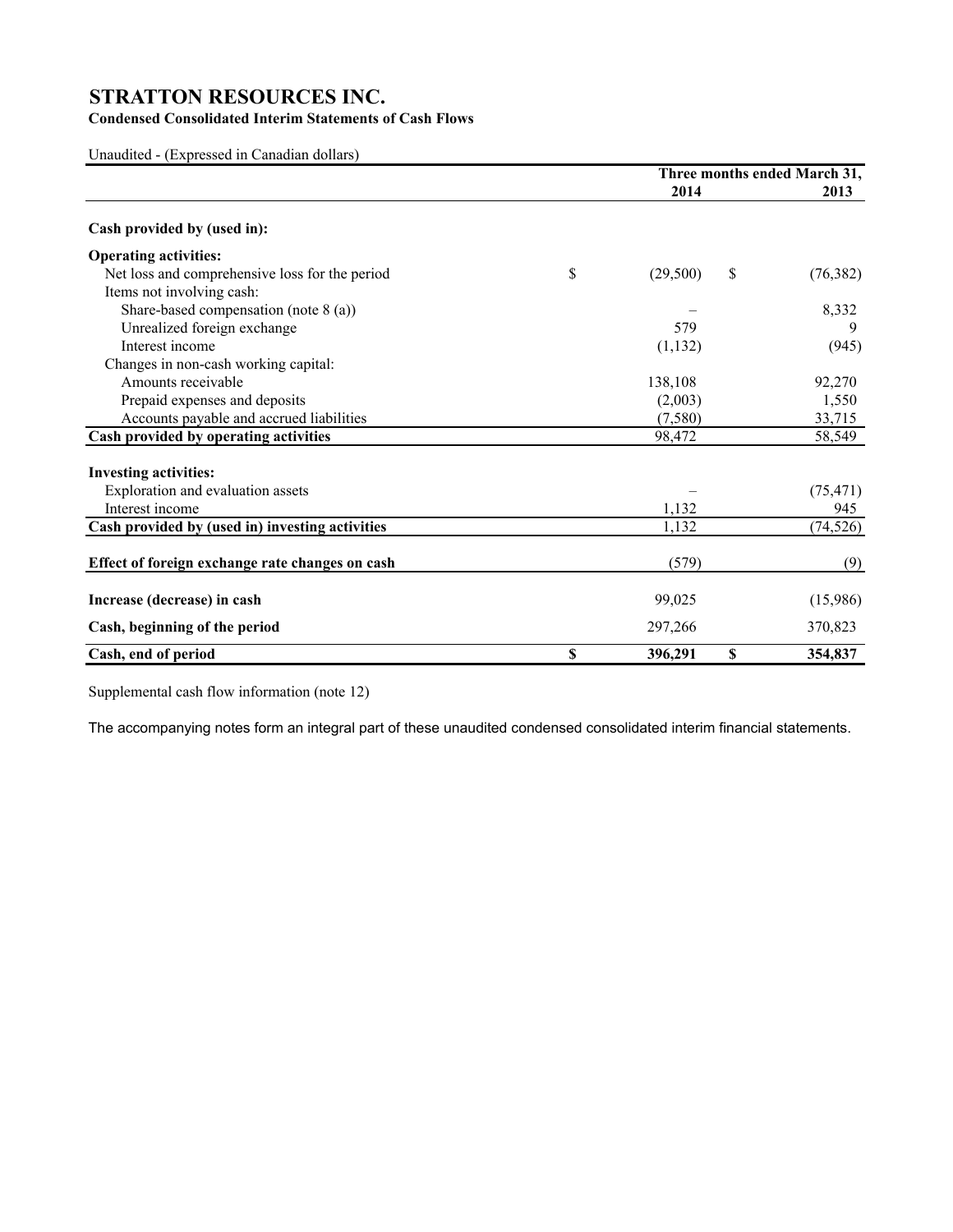# STRATTON RESOURCES INC.

**Condensed Consolidated Interim Statements of Cash Flows**

Unaudited - (Expressed in Canadian dollars)

| | Three months ended March 31, 2014 | 2013 |
|---|---|---|
| **Cash provided by (used in):** | | |
| **Operating activities:** | | |
| Net loss and comprehensive loss for the period | $ (29,500) | $ (76,382) |
| Items not involving cash: | | |
| Share-based compensation (note 8 (a)) | – | 8,332 |
| Unrealized foreign exchange | 579 | 9 |
| Interest income | (1,132) | (945) |
| Changes in non-cash working capital: | | |
| Amounts receivable | 138,108 | 92,270 |
| Prepaid expenses and deposits | (2,003) | 1,550 |
| Accounts payable and accrued liabilities | (7,580) | 33,715 |
| **Cash provided by operating activities** | 98,472 | 58,549 |
| **Investing activities:** | | |
| Exploration and evaluation assets | – | (75,471) |
| Interest income | 1,132 | 945 |
| **Cash provided by (used in) investing activities** | 1,132 | (74,526) |
| **Effect of foreign exchange rate changes on cash** | (579) | (9) |
| **Increase (decrease) in cash** | 99,025 | (15,986) |
| **Cash, beginning of the period** | 297,266 | 370,823 |
| **Cash, end of period** | **$ 396,291** | **$ 354,837** |

Supplemental cash flow information (note 12)

The accompanying notes form an integral part of these unaudited condensed consolidated interim financial statements.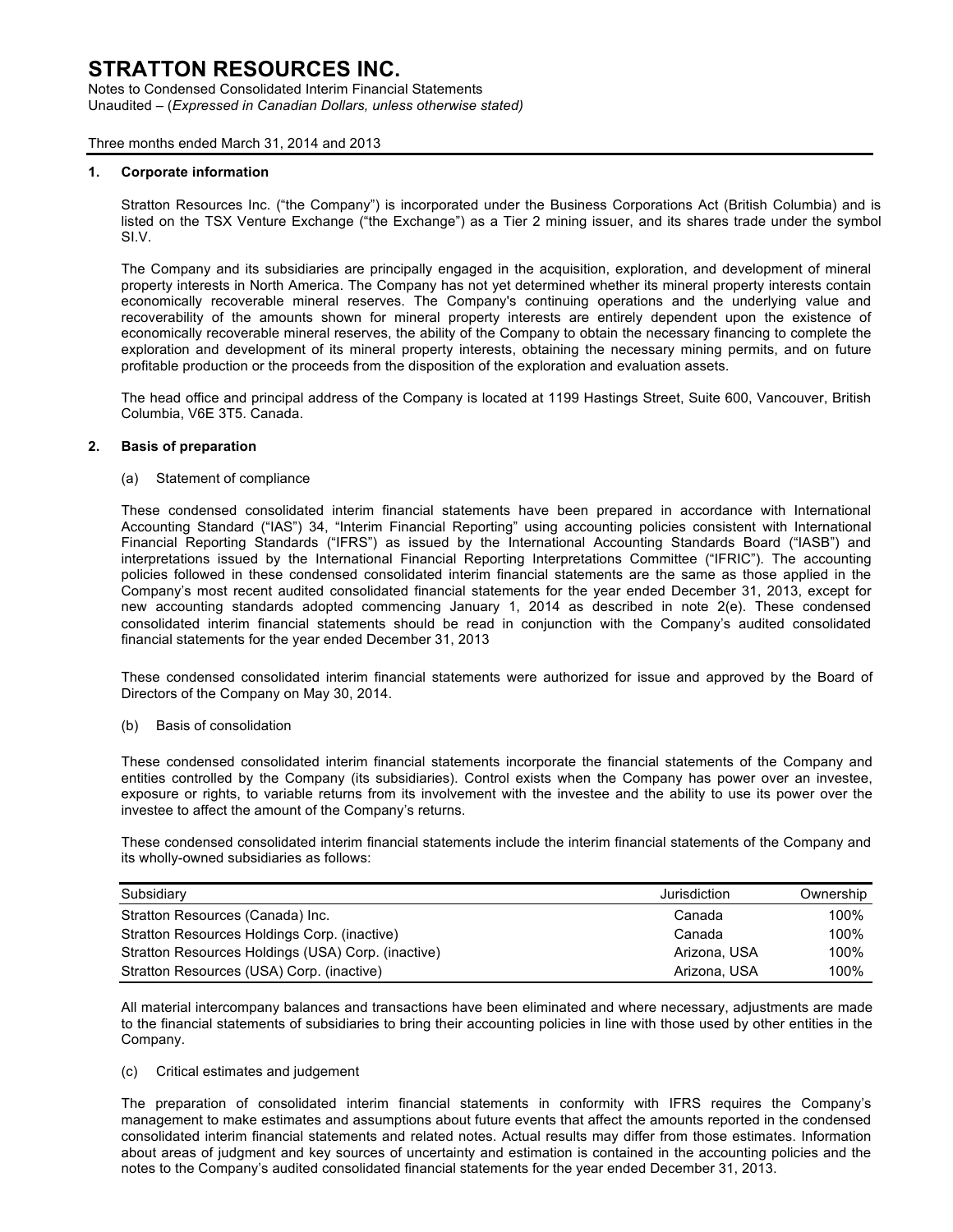# STRATTON RESOURCES INC.

Notes to Condensed Consolidated Interim Financial Statements
Unaudited – (*Expressed in Canadian Dollars, unless otherwise stated)*

Three months ended March 31, 2014 and 2013

## 1. Corporate information

Stratton Resources Inc. ("the Company") is incorporated under the Business Corporations Act (British Columbia) and is listed on the TSX Venture Exchange ("the Exchange") as a Tier 2 mining issuer, and its shares trade under the symbol SI.V.

The Company and its subsidiaries are principally engaged in the acquisition, exploration, and development of mineral property interests in North America. The Company has not yet determined whether its mineral property interests contain economically recoverable mineral reserves. The Company's continuing operations and the underlying value and recoverability of the amounts shown for mineral property interests are entirely dependent upon the existence of economically recoverable mineral reserves, the ability of the Company to obtain the necessary financing to complete the exploration and development of its mineral property interests, obtaining the necessary mining permits, and on future profitable production or the proceeds from the disposition of the exploration and evaluation assets.

The head office and principal address of the Company is located at 1199 Hastings Street, Suite 600, Vancouver, British Columbia, V6E 3T5. Canada.

## 2. Basis of preparation

(a) Statement of compliance

These condensed consolidated interim financial statements have been prepared in accordance with International Accounting Standard ("IAS") 34, "Interim Financial Reporting" using accounting policies consistent with International Financial Reporting Standards ("IFRS") as issued by the International Accounting Standards Board ("IASB") and interpretations issued by the International Financial Reporting Interpretations Committee ("IFRIC"). The accounting policies followed in these condensed consolidated interim financial statements are the same as those applied in the Company's most recent audited consolidated financial statements for the year ended December 31, 2013, except for new accounting standards adopted commencing January 1, 2014 as described in note 2(e). These condensed consolidated interim financial statements should be read in conjunction with the Company's audited consolidated financial statements for the year ended December 31, 2013

These condensed consolidated interim financial statements were authorized for issue and approved by the Board of Directors of the Company on May 30, 2014.

(b) Basis of consolidation

These condensed consolidated interim financial statements incorporate the financial statements of the Company and entities controlled by the Company (its subsidiaries). Control exists when the Company has power over an investee, exposure or rights, to variable returns from its involvement with the investee and the ability to use its power over the investee to affect the amount of the Company's returns.

These condensed consolidated interim financial statements include the interim financial statements of the Company and its wholly-owned subsidiaries as follows:

| Subsidiary | Jurisdiction | Ownership |
|---|---|---|
| Stratton Resources (Canada) Inc. | Canada | 100% |
| Stratton Resources Holdings Corp. (inactive) | Canada | 100% |
| Stratton Resources Holdings (USA) Corp. (inactive) | Arizona, USA | 100% |
| Stratton Resources (USA) Corp. (inactive) | Arizona, USA | 100% |

All material intercompany balances and transactions have been eliminated and where necessary, adjustments are made to the financial statements of subsidiaries to bring their accounting policies in line with those used by other entities in the Company.

(c) Critical estimates and judgement

The preparation of consolidated interim financial statements in conformity with IFRS requires the Company's management to make estimates and assumptions about future events that affect the amounts reported in the condensed consolidated interim financial statements and related notes. Actual results may differ from those estimates. Information about areas of judgment and key sources of uncertainty and estimation is contained in the accounting policies and the notes to the Company's audited consolidated financial statements for the year ended December 31, 2013.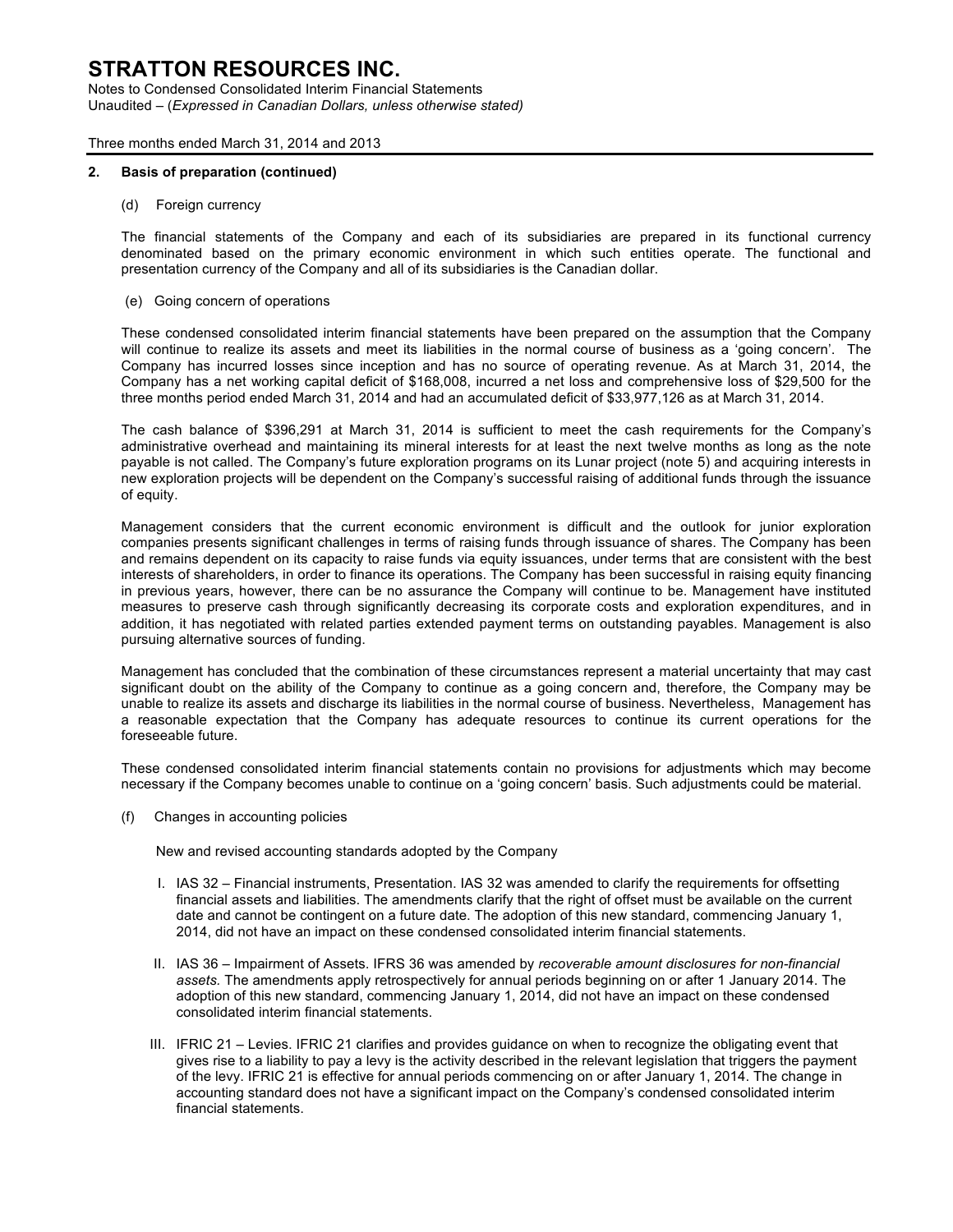## 2. Basis of preparation (continued)

(d) Foreign currency

The financial statements of the Company and each of its subsidiaries are prepared in its functional currency denominated based on the primary economic environment in which such entities operate. The functional and presentation currency of the Company and all of its subsidiaries is the Canadian dollar.

(e) Going concern of operations

These condensed consolidated interim financial statements have been prepared on the assumption that the Company will continue to realize its assets and meet its liabilities in the normal course of business as a 'going concern'. The Company has incurred losses since inception and has no source of operating revenue. As at March 31, 2014, the Company has a net working capital deficit of $168,008, incurred a net loss and comprehensive loss of $29,500 for the three months period ended March 31, 2014 and had an accumulated deficit of $33,977,126 as at March 31, 2014.

The cash balance of $396,291 at March 31, 2014 is sufficient to meet the cash requirements for the Company's administrative overhead and maintaining its mineral interests for at least the next twelve months as long as the note payable is not called. The Company's future exploration programs on its Lunar project (note 5) and acquiring interests in new exploration projects will be dependent on the Company's successful raising of additional funds through the issuance of equity.

Management considers that the current economic environment is difficult and the outlook for junior exploration companies presents significant challenges in terms of raising funds through issuance of shares. The Company has been and remains dependent on its capacity to raise funds via equity issuances, under terms that are consistent with the best interests of shareholders, in order to finance its operations. The Company has been successful in raising equity financing in previous years, however, there can be no assurance the Company will continue to be. Management have instituted measures to preserve cash through significantly decreasing its corporate costs and exploration expenditures, and in addition, it has negotiated with related parties extended payment terms on outstanding payables. Management is also pursuing alternative sources of funding.

Management has concluded that the combination of these circumstances represent a material uncertainty that may cast significant doubt on the ability of the Company to continue as a going concern and, therefore, the Company may be unable to realize its assets and discharge its liabilities in the normal course of business. Nevertheless, Management has a reasonable expectation that the Company has adequate resources to continue its current operations for the foreseeable future.

These condensed consolidated interim financial statements contain no provisions for adjustments which may become necessary if the Company becomes unable to continue on a 'going concern' basis. Such adjustments could be material.

(f) Changes in accounting policies

New and revised accounting standards adopted by the Company

I. IAS 32 – Financial instruments, Presentation. IAS 32 was amended to clarify the requirements for offsetting financial assets and liabilities. The amendments clarify that the right of offset must be available on the current date and cannot be contingent on a future date. The adoption of this new standard, commencing January 1, 2014, did not have an impact on these condensed consolidated interim financial statements.

II. IAS 36 – Impairment of Assets. IFRS 36 was amended by *recoverable amount disclosures for non-financial assets.* The amendments apply retrospectively for annual periods beginning on or after 1 January 2014. The adoption of this new standard, commencing January 1, 2014, did not have an impact on these condensed consolidated interim financial statements.

III. IFRIC 21 – Levies. IFRIC 21 clarifies and provides guidance on when to recognize the obligating event that gives rise to a liability to pay a levy is the activity described in the relevant legislation that triggers the payment of the levy. IFRIC 21 is effective for annual periods commencing on or after January 1, 2014. The change in accounting standard does not have a significant impact on the Company's condensed consolidated interim financial statements.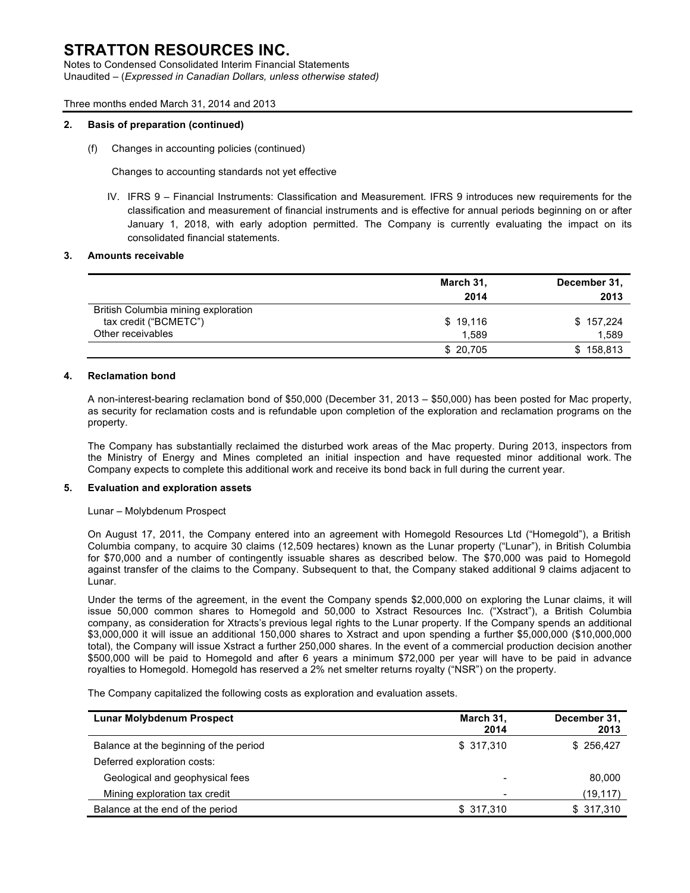## 2. Basis of preparation (continued)

(f) Changes in accounting policies (continued)

Changes to accounting standards not yet effective

IV. IFRS 9 – Financial Instruments: Classification and Measurement. IFRS 9 introduces new requirements for the classification and measurement of financial instruments and is effective for annual periods beginning on or after January 1, 2018, with early adoption permitted. The Company is currently evaluating the impact on its consolidated financial statements.

## 3. Amounts receivable

| | March 31, 2014 | December 31, 2013 |
|---|---|---|
| British Columbia mining exploration tax credit ("BCMETC") | $ 19,116 | $ 157,224 |
| Other receivables | 1,589 | 1,589 |
| | $ 20,705 | $ 158,813 |

## 4. Reclamation bond

A non-interest-bearing reclamation bond of $50,000 (December 31, 2013 – $50,000) has been posted for Mac property, as security for reclamation costs and is refundable upon completion of the exploration and reclamation programs on the property.

The Company has substantially reclaimed the disturbed work areas of the Mac property. During 2013, inspectors from the Ministry of Energy and Mines completed an initial inspection and have requested minor additional work. The Company expects to complete this additional work and receive its bond back in full during the current year.

## 5. Evaluation and exploration assets

Lunar – Molybdenum Prospect

On August 17, 2011, the Company entered into an agreement with Homegold Resources Ltd ("Homegold"), a British Columbia company, to acquire 30 claims (12,509 hectares) known as the Lunar property ("Lunar"), in British Columbia for $70,000 and a number of contingently issuable shares as described below. The $70,000 was paid to Homegold against transfer of the claims to the Company. Subsequent to that, the Company staked additional 9 claims adjacent to Lunar.

Under the terms of the agreement, in the event the Company spends $2,000,000 on exploring the Lunar claims, it will issue 50,000 common shares to Homegold and 50,000 to Xstract Resources Inc. ("Xstract"), a British Columbia company, as consideration for Xtracts's previous legal rights to the Lunar property. If the Company spends an additional $3,000,000 it will issue an additional 150,000 shares to Xstract and upon spending a further $5,000,000 ($10,000,000 total), the Company will issue Xstract a further 250,000 shares. In the event of a commercial production decision another $500,000 will be paid to Homegold and after 6 years a minimum $72,000 per year will have to be paid in advance royalties to Homegold. Homegold has reserved a 2% net smelter returns royalty ("NSR") on the property.

The Company capitalized the following costs as exploration and evaluation assets.

| Lunar Molybdenum Prospect | March 31, 2014 | December 31, 2013 |
|---|---|---|
| Balance at the beginning of the period | $ 317,310 | $ 256,427 |
| Deferred exploration costs: | | |
| Geological and geophysical fees | - | 80,000 |
| Mining exploration tax credit | - | (19,117) |
| Balance at the end of the period | $ 317,310 | $ 317,310 |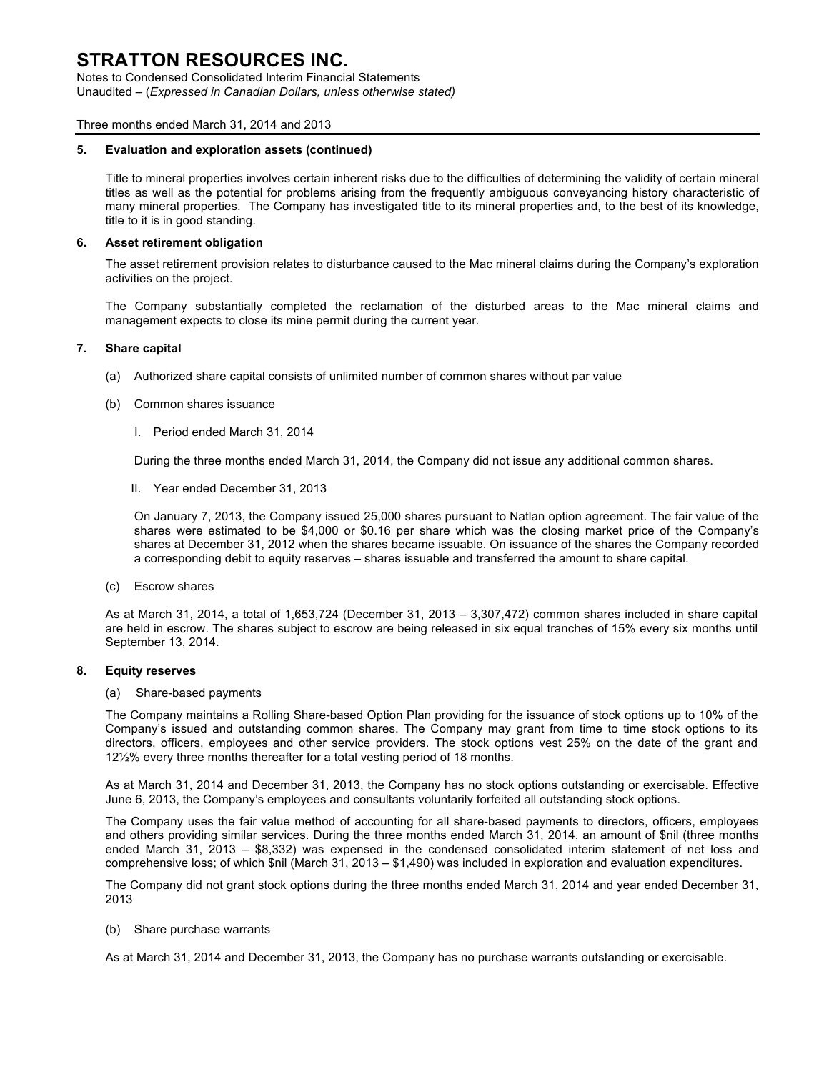### 5. Evaluation and exploration assets (continued)

Title to mineral properties involves certain inherent risks due to the difficulties of determining the validity of certain mineral titles as well as the potential for problems arising from the frequently ambiguous conveyancing history characteristic of many mineral properties. The Company has investigated title to its mineral properties and, to the best of its knowledge, title to it is in good standing.

### 6. Asset retirement obligation

The asset retirement provision relates to disturbance caused to the Mac mineral claims during the Company's exploration activities on the project.

The Company substantially completed the reclamation of the disturbed areas to the Mac mineral claims and management expects to close its mine permit during the current year.

### 7. Share capital

(a) Authorized share capital consists of unlimited number of common shares without par value

(b) Common shares issuance

I. Period ended March 31, 2014

During the three months ended March 31, 2014, the Company did not issue any additional common shares.

II. Year ended December 31, 2013

On January 7, 2013, the Company issued 25,000 shares pursuant to Natlan option agreement. The fair value of the shares were estimated to be $4,000 or $0.16 per share which was the closing market price of the Company's shares at December 31, 2012 when the shares became issuable. On issuance of the shares the Company recorded a corresponding debit to equity reserves – shares issuable and transferred the amount to share capital.

(c) Escrow shares

As at March 31, 2014, a total of 1,653,724 (December 31, 2013 – 3,307,472) common shares included in share capital are held in escrow. The shares subject to escrow are being released in six equal tranches of 15% every six months until September 13, 2014.

### 8. Equity reserves

(a) Share-based payments

The Company maintains a Rolling Share-based Option Plan providing for the issuance of stock options up to 10% of the Company's issued and outstanding common shares. The Company may grant from time to time stock options to its directors, officers, employees and other service providers. The stock options vest 25% on the date of the grant and 12½% every three months thereafter for a total vesting period of 18 months.

As at March 31, 2014 and December 31, 2013, the Company has no stock options outstanding or exercisable. Effective June 6, 2013, the Company's employees and consultants voluntarily forfeited all outstanding stock options.

The Company uses the fair value method of accounting for all share-based payments to directors, officers, employees and others providing similar services. During the three months ended March 31, 2014, an amount of $nil (three months ended March 31, 2013 – $8,332) was expensed in the condensed consolidated interim statement of net loss and comprehensive loss; of which $nil (March 31, 2013 – $1,490) was included in exploration and evaluation expenditures.

The Company did not grant stock options during the three months ended March 31, 2014 and year ended December 31, 2013

(b) Share purchase warrants

As at March 31, 2014 and December 31, 2013, the Company has no purchase warrants outstanding or exercisable.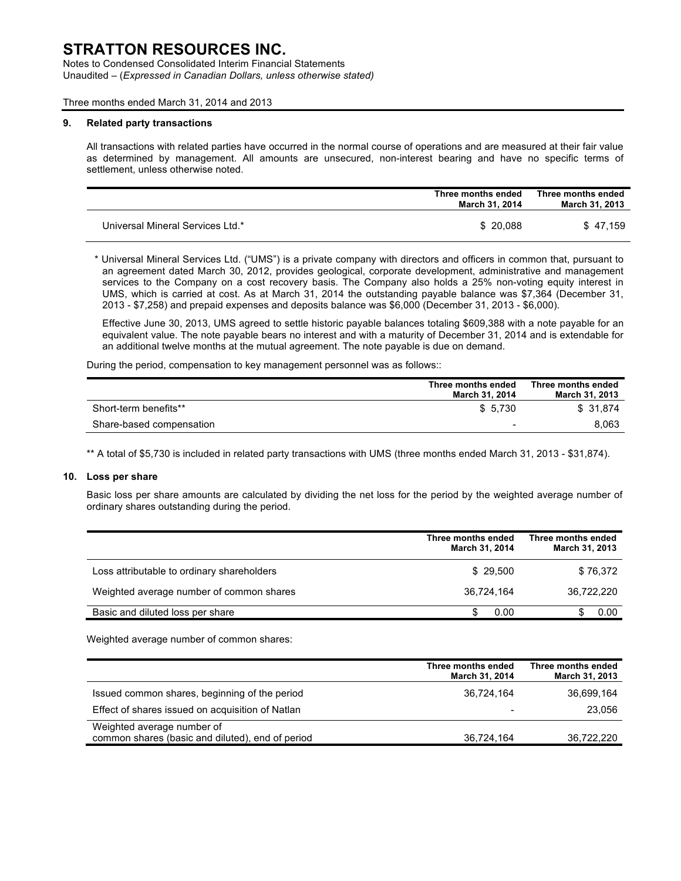# STRATTON RESOURCES INC.

Notes to Condensed Consolidated Interim Financial Statements
Unaudited – (*Expressed in Canadian Dollars, unless otherwise stated)*

Three months ended March 31, 2014 and 2013

## 9. Related party transactions

All transactions with related parties have occurred in the normal course of operations and are measured at their fair value as determined by management. All amounts are unsecured, non-interest bearing and have no specific terms of settlement, unless otherwise noted.

| | Three months ended March 31, 2014 | Three months ended March 31, 2013 |
|---|---|---|
| Universal Mineral Services Ltd.* | $ 20,088 | $ 47,159 |

* Universal Mineral Services Ltd. ("UMS") is a private company with directors and officers in common that, pursuant to an agreement dated March 30, 2012, provides geological, corporate development, administrative and management services to the Company on a cost recovery basis. The Company also holds a 25% non-voting equity interest in UMS, which is carried at cost. As at March 31, 2014 the outstanding payable balance was $7,364 (December 31, 2013 - $7,258) and prepaid expenses and deposits balance was $6,000 (December 31, 2013 - $6,000).

Effective June 30, 2013, UMS agreed to settle historic payable balances totaling $609,388 with a note payable for an equivalent value. The note payable bears no interest and with a maturity of December 31, 2014 and is extendable for an additional twelve months at the mutual agreement. The note payable is due on demand.

During the period, compensation to key management personnel was as follows::

| | Three months ended March 31, 2014 | Three months ended March 31, 2013 |
|---|---|---|
| Short-term benefits** | $ 5,730 | $ 31,874 |
| Share-based compensation | - | 8,063 |

** A total of $5,730 is included in related party transactions with UMS (three months ended March 31, 2013 - $31,874).

## 10. Loss per share

Basic loss per share amounts are calculated by dividing the net loss for the period by the weighted average number of ordinary shares outstanding during the period.

| | Three months ended March 31, 2014 | Three months ended March 31, 2013 |
|---|---|---|
| Loss attributable to ordinary shareholders | $ 29,500 | $ 76,372 |
| Weighted average number of common shares | 36,724,164 | 36,722,220 |
| Basic and diluted loss per share | $ 0.00 | $ 0.00 |

Weighted average number of common shares:

| | Three months ended March 31, 2014 | Three months ended March 31, 2013 |
|---|---|---|
| Issued common shares, beginning of the period | 36,724,164 | 36,699,164 |
| Effect of shares issued on acquisition of Natlan | - | 23,056 |
| Weighted average number of common shares (basic and diluted), end of period | 36,724,164 | 36,722,220 |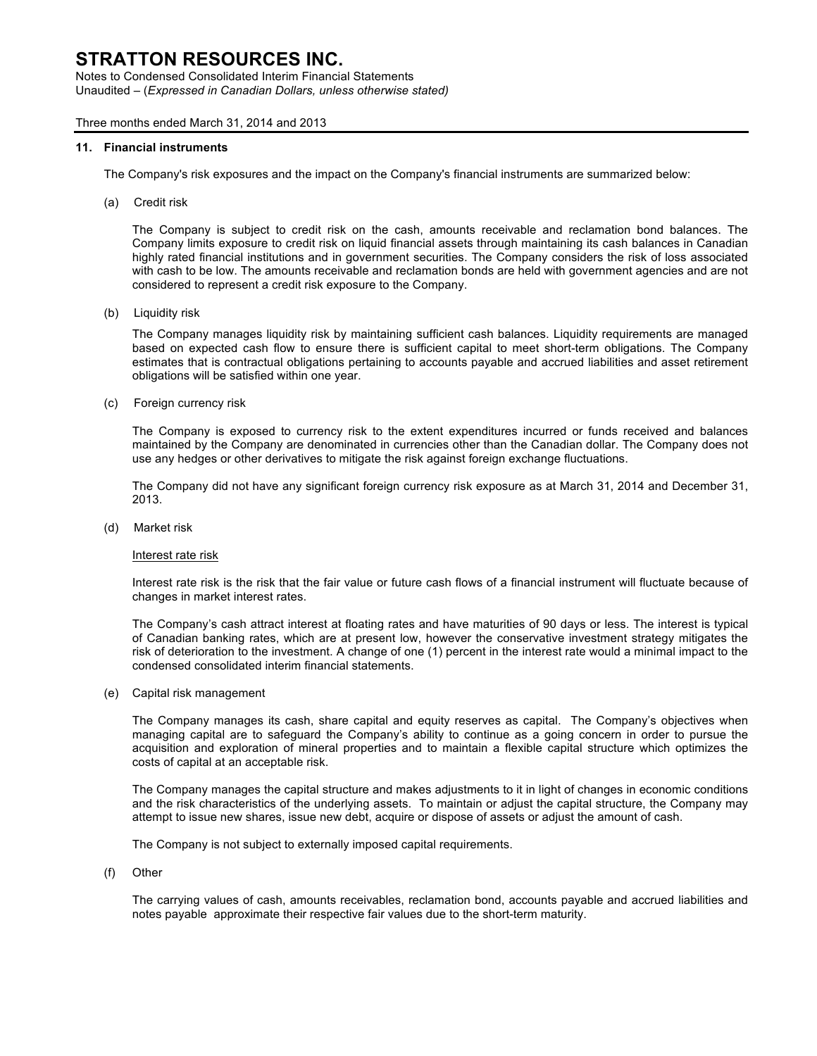## 11. Financial instruments

The Company's risk exposures and the impact on the Company's financial instruments are summarized below:

(a) Credit risk

The Company is subject to credit risk on the cash, amounts receivable and reclamation bond balances. The Company limits exposure to credit risk on liquid financial assets through maintaining its cash balances in Canadian highly rated financial institutions and in government securities. The Company considers the risk of loss associated with cash to be low. The amounts receivable and reclamation bonds are held with government agencies and are not considered to represent a credit risk exposure to the Company.

(b) Liquidity risk

The Company manages liquidity risk by maintaining sufficient cash balances. Liquidity requirements are managed based on expected cash flow to ensure there is sufficient capital to meet short-term obligations. The Company estimates that is contractual obligations pertaining to accounts payable and accrued liabilities and asset retirement obligations will be satisfied within one year.

(c) Foreign currency risk

The Company is exposed to currency risk to the extent expenditures incurred or funds received and balances maintained by the Company are denominated in currencies other than the Canadian dollar. The Company does not use any hedges or other derivatives to mitigate the risk against foreign exchange fluctuations.

The Company did not have any significant foreign currency risk exposure as at March 31, 2014 and December 31, 2013.

(d) Market risk

Interest rate risk

Interest rate risk is the risk that the fair value or future cash flows of a financial instrument will fluctuate because of changes in market interest rates.

The Company's cash attract interest at floating rates and have maturities of 90 days or less. The interest is typical of Canadian banking rates, which are at present low, however the conservative investment strategy mitigates the risk of deterioration to the investment. A change of one (1) percent in the interest rate would a minimal impact to the condensed consolidated interim financial statements.

(e) Capital risk management

The Company manages its cash, share capital and equity reserves as capital. The Company's objectives when managing capital are to safeguard the Company's ability to continue as a going concern in order to pursue the acquisition and exploration of mineral properties and to maintain a flexible capital structure which optimizes the costs of capital at an acceptable risk.

The Company manages the capital structure and makes adjustments to it in light of changes in economic conditions and the risk characteristics of the underlying assets. To maintain or adjust the capital structure, the Company may attempt to issue new shares, issue new debt, acquire or dispose of assets or adjust the amount of cash.

The Company is not subject to externally imposed capital requirements.

(f) Other

The carrying values of cash, amounts receivables, reclamation bond, accounts payable and accrued liabilities and notes payable approximate their respective fair values due to the short-term maturity.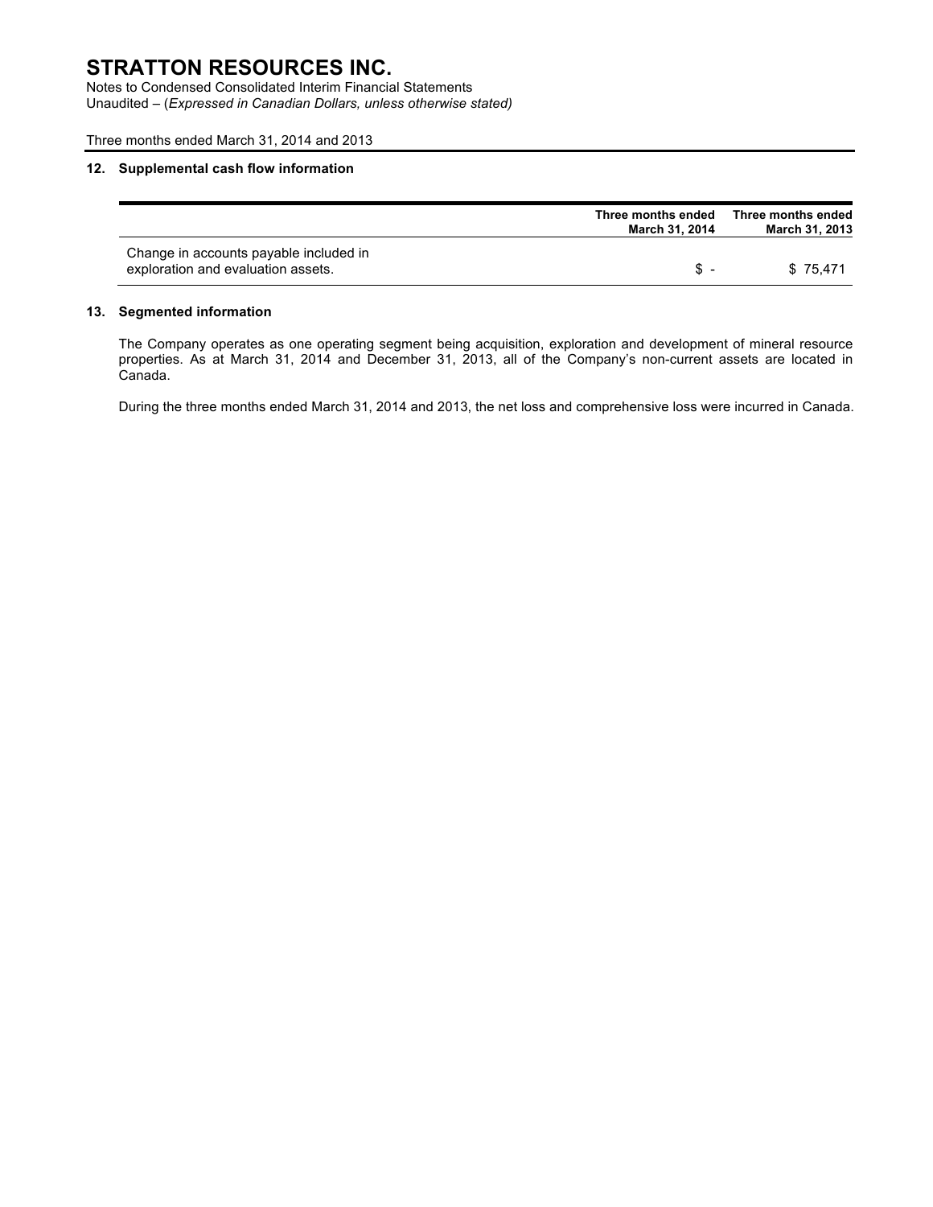# STRATTON RESOURCES INC.

Notes to Condensed Consolidated Interim Financial Statements
Unaudited – (*Expressed in Canadian Dollars, unless otherwise stated)*

Three months ended March 31, 2014 and 2013

## 12. Supplemental cash flow information

| | Three months ended March 31, 2014 | Three months ended March 31, 2013 |
|---|---|---|
| Change in accounts payable included in exploration and evaluation assets. | $ - | $ 75,471 |

## 13. Segmented information

The Company operates as one operating segment being acquisition, exploration and development of mineral resource properties. As at March 31, 2014 and December 31, 2013, all of the Company's non-current assets are located in Canada.

During the three months ended March 31, 2014 and 2013, the net loss and comprehensive loss were incurred in Canada.